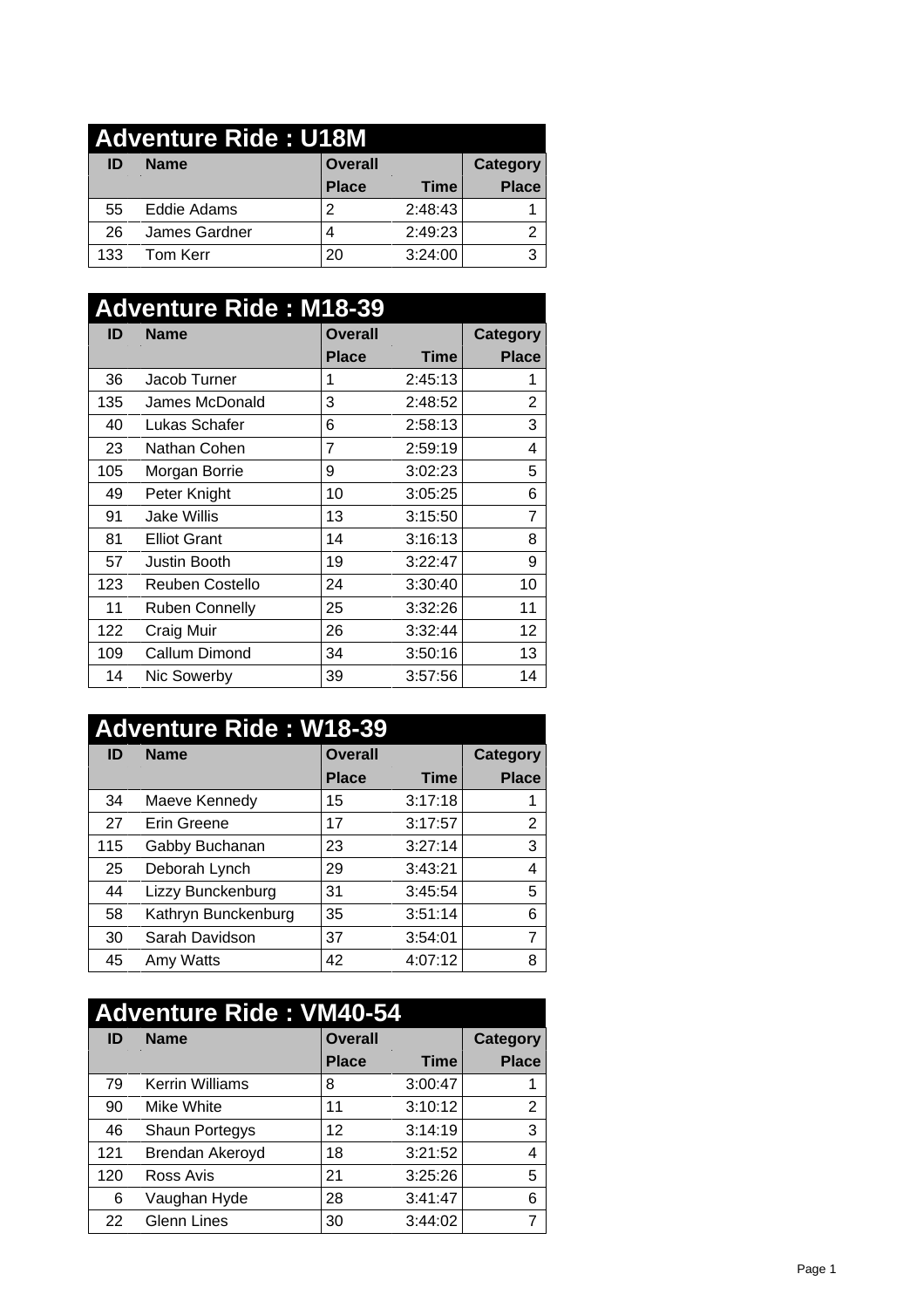## Adventure Ride : U18M

| ID | Name | Overall Place | Time | Category Place |
|---|---|---|---|---|
| 55 | Eddie Adams | 2 | 2:48:43 | 1 |
| 26 | James Gardner | 4 | 2:49:23 | 2 |
| 133 | Tom Kerr | 20 | 3:24:00 | 3 |

## Adventure Ride : M18-39

| ID | Name | Overall Place | Time | Category Place |
|---|---|---|---|---|
| 36 | Jacob Turner | 1 | 2:45:13 | 1 |
| 135 | James McDonald | 3 | 2:48:52 | 2 |
| 40 | Lukas Schafer | 6 | 2:58:13 | 3 |
| 23 | Nathan Cohen | 7 | 2:59:19 | 4 |
| 105 | Morgan Borrie | 9 | 3:02:23 | 5 |
| 49 | Peter Knight | 10 | 3:05:25 | 6 |
| 91 | Jake Willis | 13 | 3:15:50 | 7 |
| 81 | Elliot Grant | 14 | 3:16:13 | 8 |
| 57 | Justin Booth | 19 | 3:22:47 | 9 |
| 123 | Reuben Costello | 24 | 3:30:40 | 10 |
| 11 | Ruben Connelly | 25 | 3:32:26 | 11 |
| 122 | Craig Muir | 26 | 3:32:44 | 12 |
| 109 | Callum Dimond | 34 | 3:50:16 | 13 |
| 14 | Nic Sowerby | 39 | 3:57:56 | 14 |

## Adventure Ride : W18-39

| ID | Name | Overall Place | Time | Category Place |
|---|---|---|---|---|
| 34 | Maeve Kennedy | 15 | 3:17:18 | 1 |
| 27 | Erin Greene | 17 | 3:17:57 | 2 |
| 115 | Gabby Buchanan | 23 | 3:27:14 | 3 |
| 25 | Deborah Lynch | 29 | 3:43:21 | 4 |
| 44 | Lizzy Bunckenburg | 31 | 3:45:54 | 5 |
| 58 | Kathryn Bunckenburg | 35 | 3:51:14 | 6 |
| 30 | Sarah Davidson | 37 | 3:54:01 | 7 |
| 45 | Amy Watts | 42 | 4:07:12 | 8 |

## Adventure Ride : VM40-54

| ID | Name | Overall Place | Time | Category Place |
|---|---|---|---|---|
| 79 | Kerrin Williams | 8 | 3:00:47 | 1 |
| 90 | Mike White | 11 | 3:10:12 | 2 |
| 46 | Shaun Portegys | 12 | 3:14:19 | 3 |
| 121 | Brendan Akeroyd | 18 | 3:21:52 | 4 |
| 120 | Ross Avis | 21 | 3:25:26 | 5 |
| 6 | Vaughan Hyde | 28 | 3:41:47 | 6 |
| 22 | Glenn Lines | 30 | 3:44:02 | 7 |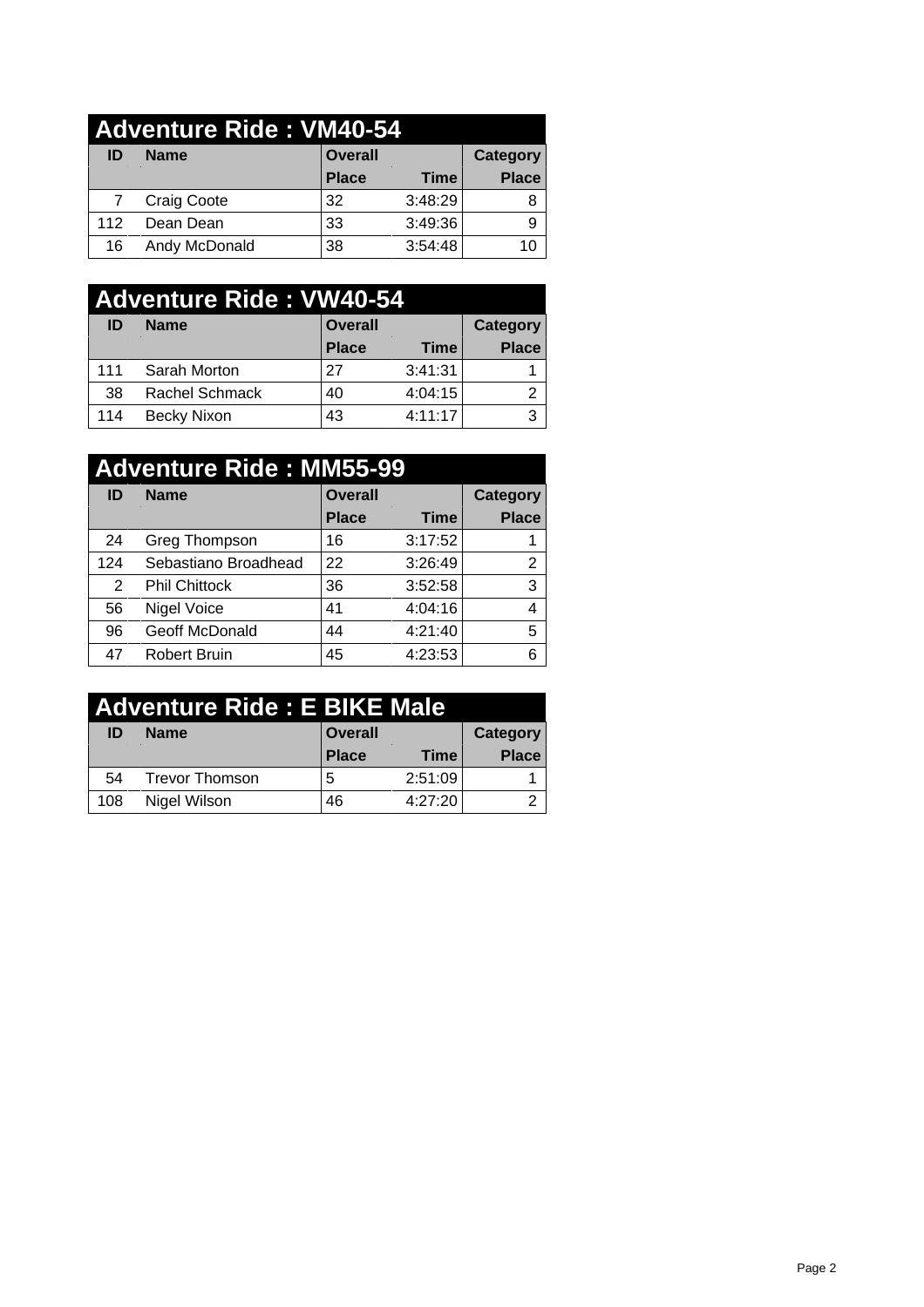## Adventure Ride : VM40-54

| ID | Name | Overall | | Category |
|---|---|---|---|---|
| | | Place | Time | Place |
| 7 | Craig Coote | 32 | 3:48:29 | 8 |
| 112 | Dean Dean | 33 | 3:49:36 | 9 |
| 16 | Andy McDonald | 38 | 3:54:48 | 10 |

## Adventure Ride : VW40-54

| ID | Name | Overall | | Category |
|---|---|---|---|---|
| | | Place | Time | Place |
| 111 | Sarah Morton | 27 | 3:41:31 | 1 |
| 38 | Rachel Schmack | 40 | 4:04:15 | 2 |
| 114 | Becky Nixon | 43 | 4:11:17 | 3 |

## Adventure Ride : MM55-99

| ID | Name | Overall | | Category |
|---|---|---|---|---|
| | | Place | Time | Place |
| 24 | Greg Thompson | 16 | 3:17:52 | 1 |
| 124 | Sebastiano Broadhead | 22 | 3:26:49 | 2 |
| 2 | Phil Chittock | 36 | 3:52:58 | 3 |
| 56 | Nigel Voice | 41 | 4:04:16 | 4 |
| 96 | Geoff McDonald | 44 | 4:21:40 | 5 |
| 47 | Robert Bruin | 45 | 4:23:53 | 6 |

## Adventure Ride : E BIKE Male

| ID | Name | Overall | | Category |
|---|---|---|---|---|
| | | Place | Time | Place |
| 54 | Trevor Thomson | 5 | 2:51:09 | 1 |
| 108 | Nigel Wilson | 46 | 4:27:20 | 2 |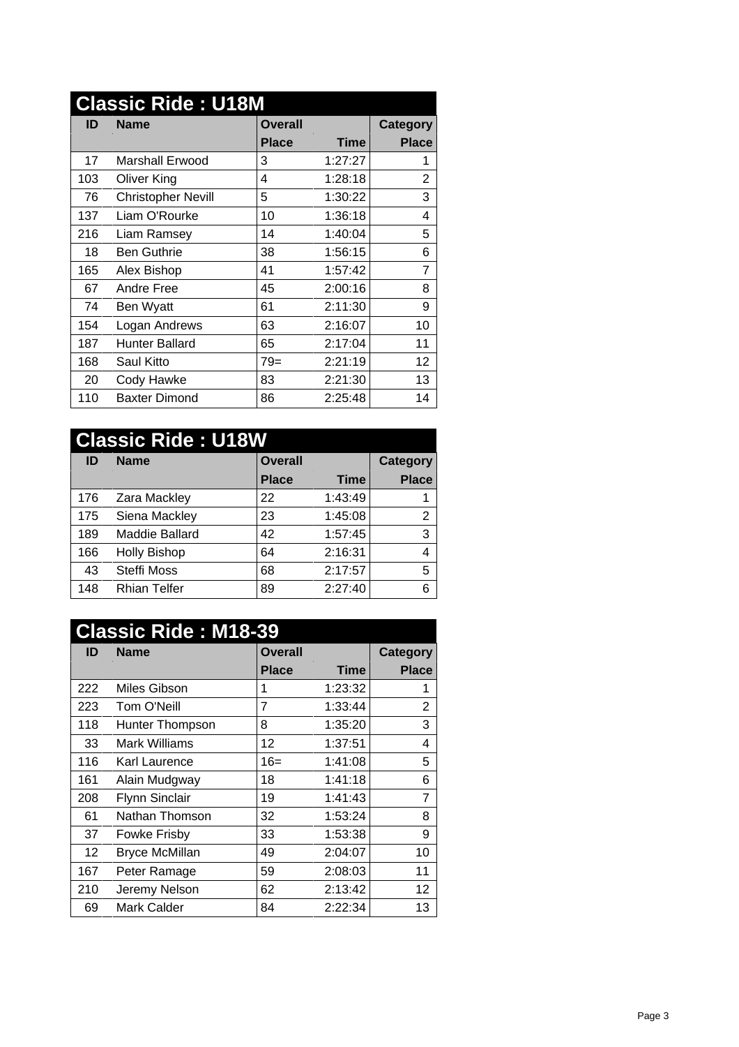## Classic Ride : U18M

| ID | Name | Overall | | Category |
|---|---|---|---|---|
| | | Place | Time | Place |
| 17 | Marshall Erwood | 3 | 1:27:27 | 1 |
| 103 | Oliver King | 4 | 1:28:18 | 2 |
| 76 | Christopher Nevill | 5 | 1:30:22 | 3 |
| 137 | Liam O'Rourke | 10 | 1:36:18 | 4 |
| 216 | Liam Ramsey | 14 | 1:40:04 | 5 |
| 18 | Ben Guthrie | 38 | 1:56:15 | 6 |
| 165 | Alex Bishop | 41 | 1:57:42 | 7 |
| 67 | Andre Free | 45 | 2:00:16 | 8 |
| 74 | Ben Wyatt | 61 | 2:11:30 | 9 |
| 154 | Logan Andrews | 63 | 2:16:07 | 10 |
| 187 | Hunter Ballard | 65 | 2:17:04 | 11 |
| 168 | Saul Kitto | 79= | 2:21:19 | 12 |
| 20 | Cody Hawke | 83 | 2:21:30 | 13 |
| 110 | Baxter Dimond | 86 | 2:25:48 | 14 |

## Classic Ride : U18W

| ID | Name | Overall | | Category |
|---|---|---|---|---|
| | | Place | Time | Place |
| 176 | Zara Mackley | 22 | 1:43:49 | 1 |
| 175 | Siena Mackley | 23 | 1:45:08 | 2 |
| 189 | Maddie Ballard | 42 | 1:57:45 | 3 |
| 166 | Holly Bishop | 64 | 2:16:31 | 4 |
| 43 | Steffi Moss | 68 | 2:17:57 | 5 |
| 148 | Rhian Telfer | 89 | 2:27:40 | 6 |

## Classic Ride : M18-39

| ID | Name | Overall | | Category |
|---|---|---|---|---|
| | | Place | Time | Place |
| 222 | Miles Gibson | 1 | 1:23:32 | 1 |
| 223 | Tom O'Neill | 7 | 1:33:44 | 2 |
| 118 | Hunter Thompson | 8 | 1:35:20 | 3 |
| 33 | Mark Williams | 12 | 1:37:51 | 4 |
| 116 | Karl Laurence | 16= | 1:41:08 | 5 |
| 161 | Alain Mudgway | 18 | 1:41:18 | 6 |
| 208 | Flynn Sinclair | 19 | 1:41:43 | 7 |
| 61 | Nathan Thomson | 32 | 1:53:24 | 8 |
| 37 | Fowke Frisby | 33 | 1:53:38 | 9 |
| 12 | Bryce McMillan | 49 | 2:04:07 | 10 |
| 167 | Peter Ramage | 59 | 2:08:03 | 11 |
| 210 | Jeremy Nelson | 62 | 2:13:42 | 12 |
| 69 | Mark Calder | 84 | 2:22:34 | 13 |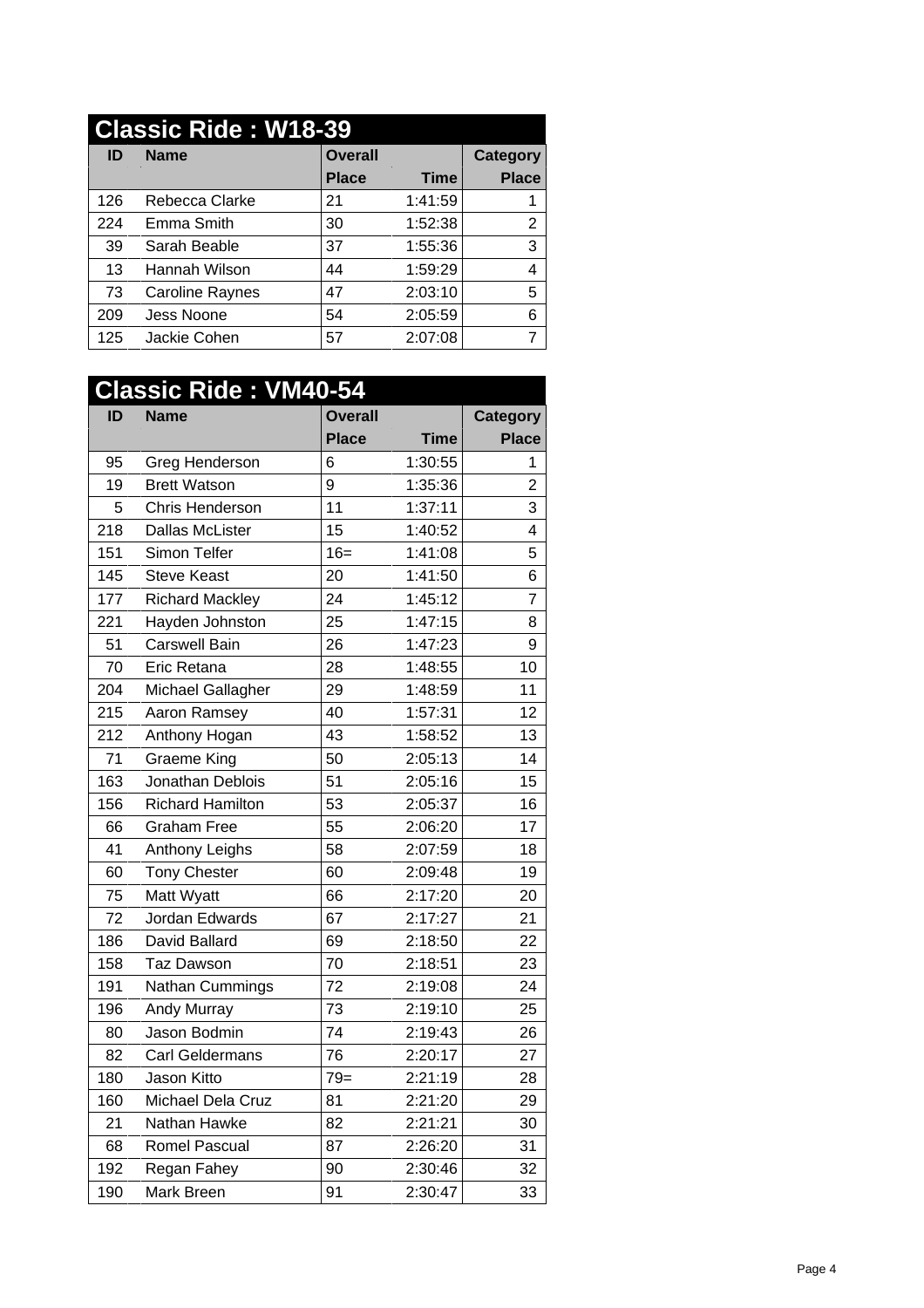## Classic Ride : W18-39

| ID | Name | Overall Place | Time | Category Place |
|---|---|---|---|---|
| 126 | Rebecca Clarke | 21 | 1:41:59 | 1 |
| 224 | Emma Smith | 30 | 1:52:38 | 2 |
| 39 | Sarah Beable | 37 | 1:55:36 | 3 |
| 13 | Hannah Wilson | 44 | 1:59:29 | 4 |
| 73 | Caroline Raynes | 47 | 2:03:10 | 5 |
| 209 | Jess Noone | 54 | 2:05:59 | 6 |
| 125 | Jackie Cohen | 57 | 2:07:08 | 7 |

## Classic Ride : VM40-54

| ID | Name | Overall Place | Time | Category Place |
|---|---|---|---|---|
| 95 | Greg Henderson | 6 | 1:30:55 | 1 |
| 19 | Brett Watson | 9 | 1:35:36 | 2 |
| 5 | Chris Henderson | 11 | 1:37:11 | 3 |
| 218 | Dallas McLister | 15 | 1:40:52 | 4 |
| 151 | Simon Telfer | 16= | 1:41:08 | 5 |
| 145 | Steve Keast | 20 | 1:41:50 | 6 |
| 177 | Richard Mackley | 24 | 1:45:12 | 7 |
| 221 | Hayden Johnston | 25 | 1:47:15 | 8 |
| 51 | Carswell Bain | 26 | 1:47:23 | 9 |
| 70 | Eric Retana | 28 | 1:48:55 | 10 |
| 204 | Michael Gallagher | 29 | 1:48:59 | 11 |
| 215 | Aaron Ramsey | 40 | 1:57:31 | 12 |
| 212 | Anthony Hogan | 43 | 1:58:52 | 13 |
| 71 | Graeme King | 50 | 2:05:13 | 14 |
| 163 | Jonathan Deblois | 51 | 2:05:16 | 15 |
| 156 | Richard Hamilton | 53 | 2:05:37 | 16 |
| 66 | Graham Free | 55 | 2:06:20 | 17 |
| 41 | Anthony Leighs | 58 | 2:07:59 | 18 |
| 60 | Tony Chester | 60 | 2:09:48 | 19 |
| 75 | Matt Wyatt | 66 | 2:17:20 | 20 |
| 72 | Jordan Edwards | 67 | 2:17:27 | 21 |
| 186 | David Ballard | 69 | 2:18:50 | 22 |
| 158 | Taz Dawson | 70 | 2:18:51 | 23 |
| 191 | Nathan Cummings | 72 | 2:19:08 | 24 |
| 196 | Andy Murray | 73 | 2:19:10 | 25 |
| 80 | Jason Bodmin | 74 | 2:19:43 | 26 |
| 82 | Carl Geldermans | 76 | 2:20:17 | 27 |
| 180 | Jason Kitto | 79= | 2:21:19 | 28 |
| 160 | Michael Dela Cruz | 81 | 2:21:20 | 29 |
| 21 | Nathan Hawke | 82 | 2:21:21 | 30 |
| 68 | Romel Pascual | 87 | 2:26:20 | 31 |
| 192 | Regan Fahey | 90 | 2:30:46 | 32 |
| 190 | Mark Breen | 91 | 2:30:47 | 33 |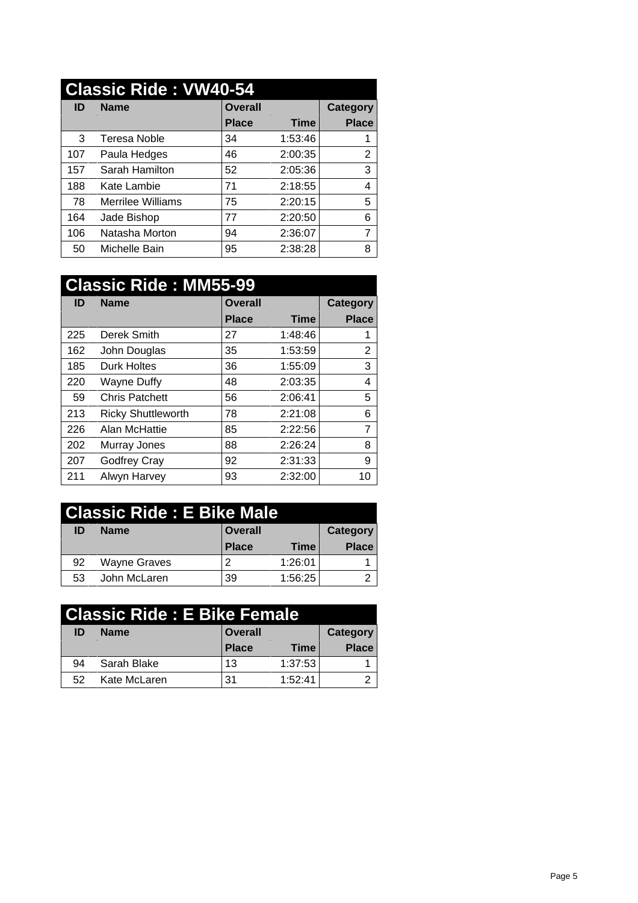## Classic Ride : VW40-54

| ID | Name | Overall Place | Time | Category Place |
|---|---|---|---|---|
| 3 | Teresa Noble | 34 | 1:53:46 | 1 |
| 107 | Paula Hedges | 46 | 2:00:35 | 2 |
| 157 | Sarah Hamilton | 52 | 2:05:36 | 3 |
| 188 | Kate Lambie | 71 | 2:18:55 | 4 |
| 78 | Merrilee Williams | 75 | 2:20:15 | 5 |
| 164 | Jade Bishop | 77 | 2:20:50 | 6 |
| 106 | Natasha Morton | 94 | 2:36:07 | 7 |
| 50 | Michelle Bain | 95 | 2:38:28 | 8 |

## Classic Ride : MM55-99

| ID | Name | Overall Place | Time | Category Place |
|---|---|---|---|---|
| 225 | Derek Smith | 27 | 1:48:46 | 1 |
| 162 | John Douglas | 35 | 1:53:59 | 2 |
| 185 | Durk Holtes | 36 | 1:55:09 | 3 |
| 220 | Wayne Duffy | 48 | 2:03:35 | 4 |
| 59 | Chris Patchett | 56 | 2:06:41 | 5 |
| 213 | Ricky Shuttleworth | 78 | 2:21:08 | 6 |
| 226 | Alan McHattie | 85 | 2:22:56 | 7 |
| 202 | Murray Jones | 88 | 2:26:24 | 8 |
| 207 | Godfrey Cray | 92 | 2:31:33 | 9 |
| 211 | Alwyn Harvey | 93 | 2:32:00 | 10 |

## Classic Ride : E Bike Male

| ID | Name | Overall Place | Time | Category Place |
|---|---|---|---|---|
| 92 | Wayne Graves | 2 | 1:26:01 | 1 |
| 53 | John McLaren | 39 | 1:56:25 | 2 |

## Classic Ride : E Bike Female

| ID | Name | Overall Place | Time | Category Place |
|---|---|---|---|---|
| 94 | Sarah Blake | 13 | 1:37:53 | 1 |
| 52 | Kate McLaren | 31 | 1:52:41 | 2 |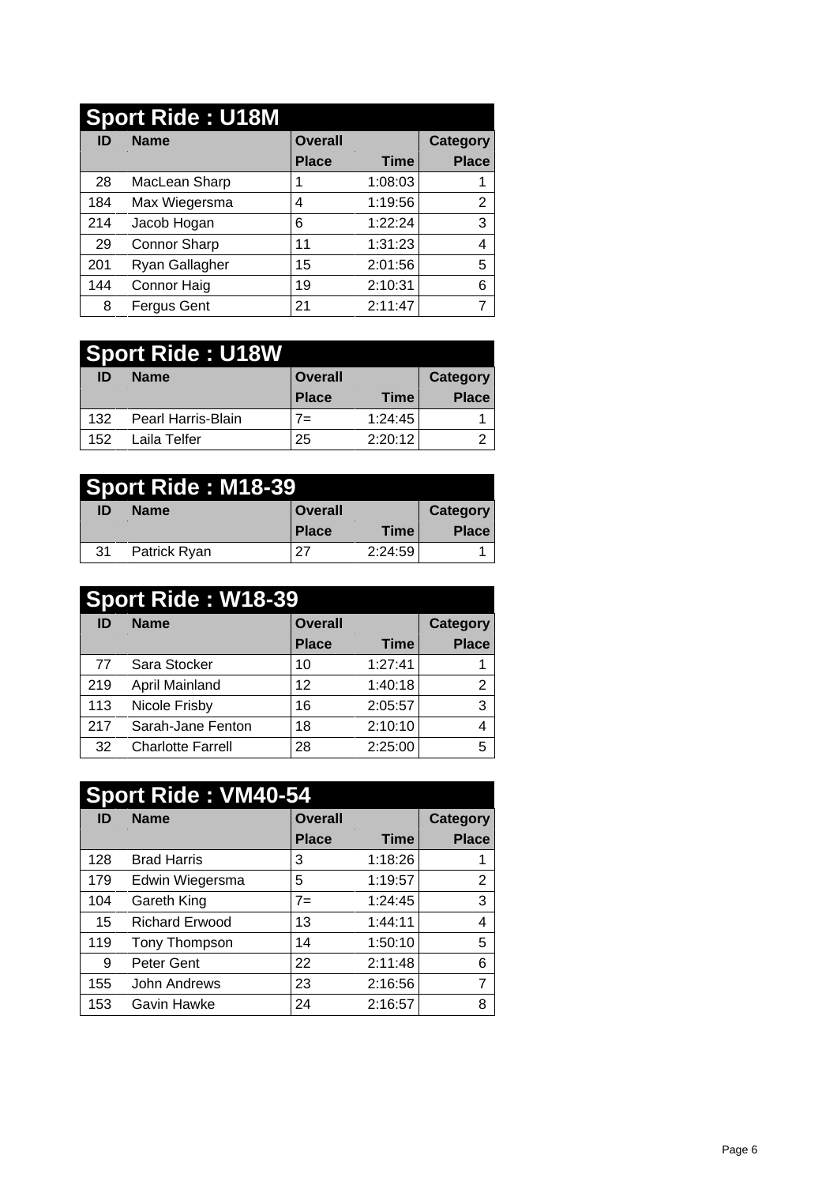## Sport Ride : U18M

| ID | Name | Overall | | Category |
|---|---|---|---|---|
| | | Place | Time | Place |
| 28 | MacLean Sharp | 1 | 1:08:03 | 1 |
| 184 | Max Wiegersma | 4 | 1:19:56 | 2 |
| 214 | Jacob Hogan | 6 | 1:22:24 | 3 |
| 29 | Connor Sharp | 11 | 1:31:23 | 4 |
| 201 | Ryan Gallagher | 15 | 2:01:56 | 5 |
| 144 | Connor Haig | 19 | 2:10:31 | 6 |
| 8 | Fergus Gent | 21 | 2:11:47 | 7 |

## Sport Ride : U18W

| ID | Name | Overall | | Category |
|---|---|---|---|---|
| | | Place | Time | Place |
| 132 | Pearl Harris-Blain | 7= | 1:24:45 | 1 |
| 152 | Laila Telfer | 25 | 2:20:12 | 2 |

## Sport Ride : M18-39

| ID | Name | Overall | | Category |
|---|---|---|---|---|
| | | Place | Time | Place |
| 31 | Patrick Ryan | 27 | 2:24:59 | 1 |

## Sport Ride : W18-39

| ID | Name | Overall | | Category |
|---|---|---|---|---|
| | | Place | Time | Place |
| 77 | Sara Stocker | 10 | 1:27:41 | 1 |
| 219 | April Mainland | 12 | 1:40:18 | 2 |
| 113 | Nicole Frisby | 16 | 2:05:57 | 3 |
| 217 | Sarah-Jane Fenton | 18 | 2:10:10 | 4 |
| 32 | Charlotte Farrell | 28 | 2:25:00 | 5 |

## Sport Ride : VM40-54

| ID | Name | Overall | | Category |
|---|---|---|---|---|
| | | Place | Time | Place |
| 128 | Brad Harris | 3 | 1:18:26 | 1 |
| 179 | Edwin Wiegersma | 5 | 1:19:57 | 2 |
| 104 | Gareth King | 7= | 1:24:45 | 3 |
| 15 | Richard Erwood | 13 | 1:44:11 | 4 |
| 119 | Tony Thompson | 14 | 1:50:10 | 5 |
| 9 | Peter Gent | 22 | 2:11:48 | 6 |
| 155 | John Andrews | 23 | 2:16:56 | 7 |
| 153 | Gavin Hawke | 24 | 2:16:57 | 8 |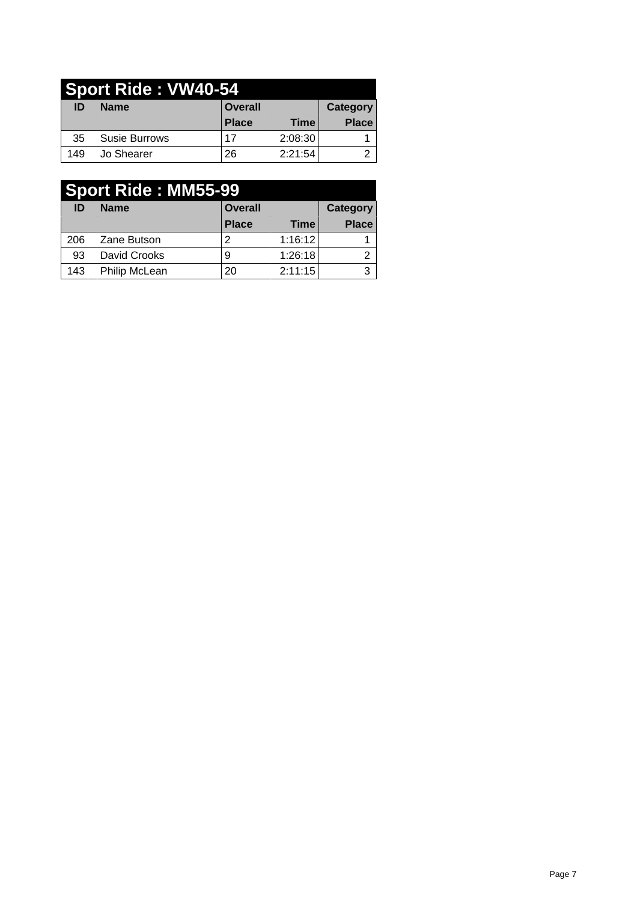## Sport Ride : VW40-54

| ID | Name | Overall | | Category |
|---|---|---|---|---|
| | | Place | Time | Place |
| 35 | Susie Burrows | 17 | 2:08:30 | 1 |
| 149 | Jo Shearer | 26 | 2:21:54 | 2 |

## Sport Ride : MM55-99

| ID | Name | Overall | | Category |
|---|---|---|---|---|
| | | Place | Time | Place |
| 206 | Zane Butson | 2 | 1:16:12 | 1 |
| 93 | David Crooks | 9 | 1:26:18 | 2 |
| 143 | Philip McLean | 20 | 2:11:15 | 3 |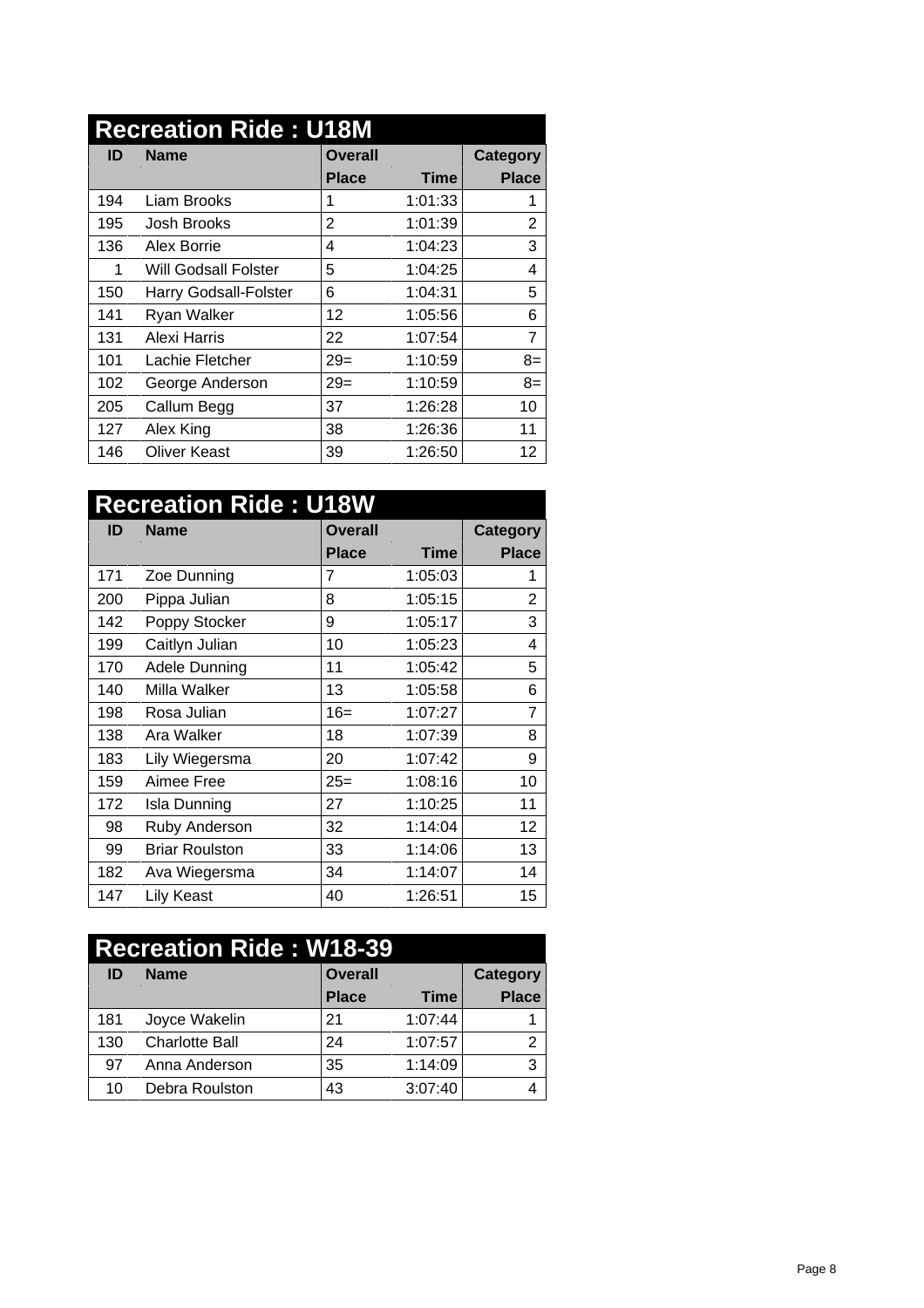## Recreation Ride : U18M

| ID | Name | Overall Place | Time | Category Place |
| --- | --- | --- | --- | --- |
| 194 | Liam Brooks | 1 | 1:01:33 | 1 |
| 195 | Josh Brooks | 2 | 1:01:39 | 2 |
| 136 | Alex Borrie | 4 | 1:04:23 | 3 |
| 1 | Will Godsall Folster | 5 | 1:04:25 | 4 |
| 150 | Harry Godsall-Folster | 6 | 1:04:31 | 5 |
| 141 | Ryan Walker | 12 | 1:05:56 | 6 |
| 131 | Alexi Harris | 22 | 1:07:54 | 7 |
| 101 | Lachie Fletcher | 29= | 1:10:59 | 8= |
| 102 | George Anderson | 29= | 1:10:59 | 8= |
| 205 | Callum Begg | 37 | 1:26:28 | 10 |
| 127 | Alex King | 38 | 1:26:36 | 11 |
| 146 | Oliver Keast | 39 | 1:26:50 | 12 |

## Recreation Ride : U18W

| ID | Name | Overall Place | Time | Category Place |
| --- | --- | --- | --- | --- |
| 171 | Zoe Dunning | 7 | 1:05:03 | 1 |
| 200 | Pippa Julian | 8 | 1:05:15 | 2 |
| 142 | Poppy Stocker | 9 | 1:05:17 | 3 |
| 199 | Caitlyn Julian | 10 | 1:05:23 | 4 |
| 170 | Adele Dunning | 11 | 1:05:42 | 5 |
| 140 | Milla Walker | 13 | 1:05:58 | 6 |
| 198 | Rosa Julian | 16= | 1:07:27 | 7 |
| 138 | Ara Walker | 18 | 1:07:39 | 8 |
| 183 | Lily Wiegersma | 20 | 1:07:42 | 9 |
| 159 | Aimee Free | 25= | 1:08:16 | 10 |
| 172 | Isla Dunning | 27 | 1:10:25 | 11 |
| 98 | Ruby Anderson | 32 | 1:14:04 | 12 |
| 99 | Briar Roulston | 33 | 1:14:06 | 13 |
| 182 | Ava Wiegersma | 34 | 1:14:07 | 14 |
| 147 | Lily Keast | 40 | 1:26:51 | 15 |

## Recreation Ride : W18-39

| ID | Name | Overall Place | Time | Category Place |
| --- | --- | --- | --- | --- |
| 181 | Joyce Wakelin | 21 | 1:07:44 | 1 |
| 130 | Charlotte Ball | 24 | 1:07:57 | 2 |
| 97 | Anna Anderson | 35 | 1:14:09 | 3 |
| 10 | Debra Roulston | 43 | 3:07:40 | 4 |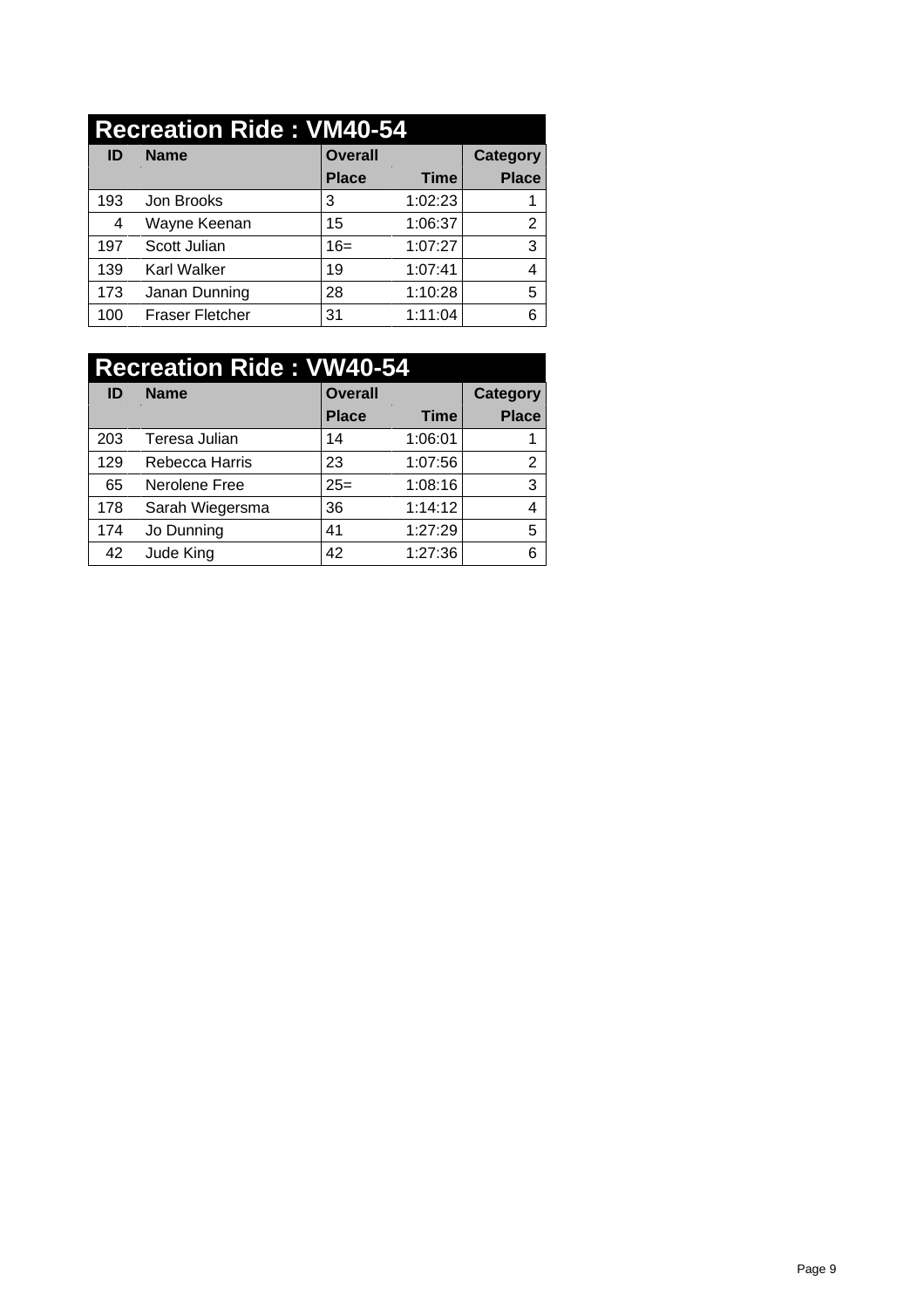## Recreation Ride : VM40-54

| ID | Name | Overall Place | Time | Category Place |
|---|---|---|---|---|
| 193 | Jon Brooks | 3 | 1:02:23 | 1 |
| 4 | Wayne Keenan | 15 | 1:06:37 | 2 |
| 197 | Scott Julian | 16= | 1:07:27 | 3 |
| 139 | Karl Walker | 19 | 1:07:41 | 4 |
| 173 | Janan Dunning | 28 | 1:10:28 | 5 |
| 100 | Fraser Fletcher | 31 | 1:11:04 | 6 |

## Recreation Ride : VW40-54

| ID | Name | Overall Place | Time | Category Place |
|---|---|---|---|---|
| 203 | Teresa Julian | 14 | 1:06:01 | 1 |
| 129 | Rebecca Harris | 23 | 1:07:56 | 2 |
| 65 | Nerolene Free | 25= | 1:08:16 | 3 |
| 178 | Sarah Wiegersma | 36 | 1:14:12 | 4 |
| 174 | Jo Dunning | 41 | 1:27:29 | 5 |
| 42 | Jude King | 42 | 1:27:36 | 6 |